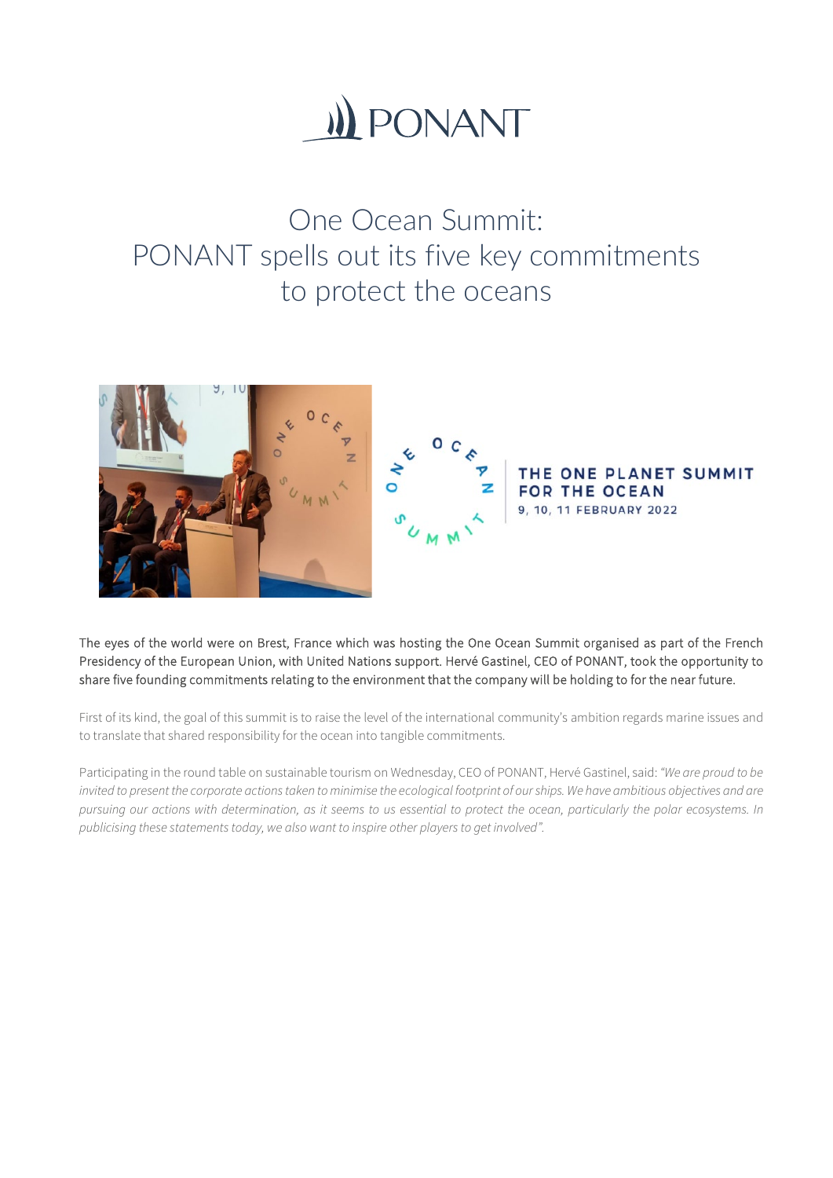# One Ocean Summit:
# PONANT spells out its five key commitments to protect the oceans

The eyes of the world were on Brest, France which was hosting the One Ocean Summit organised as part of the French Presidency of the European Union, with United Nations support. Hervé Gastinel, CEO of PONANT, took the opportunity to share five founding commitments relating to the environment that the company will be holding to for the near future.

First of its kind, the goal of this summit is to raise the level of the international community's ambition regards marine issues and to translate that shared responsibility for the ocean into tangible commitments.

Participating in the round table on sustainable tourism on Wednesday, CEO of PONANT, Hervé Gastinel, said: *"We are proud to be invited to present the corporate actions taken to minimise the ecological footprint of our ships. We have ambitious objectives and are pursuing our actions with determination, as it seems to us essential to protect the ocean, particularly the polar ecosystems. In publicising these statements today, we also want to inspire other players to get involved".*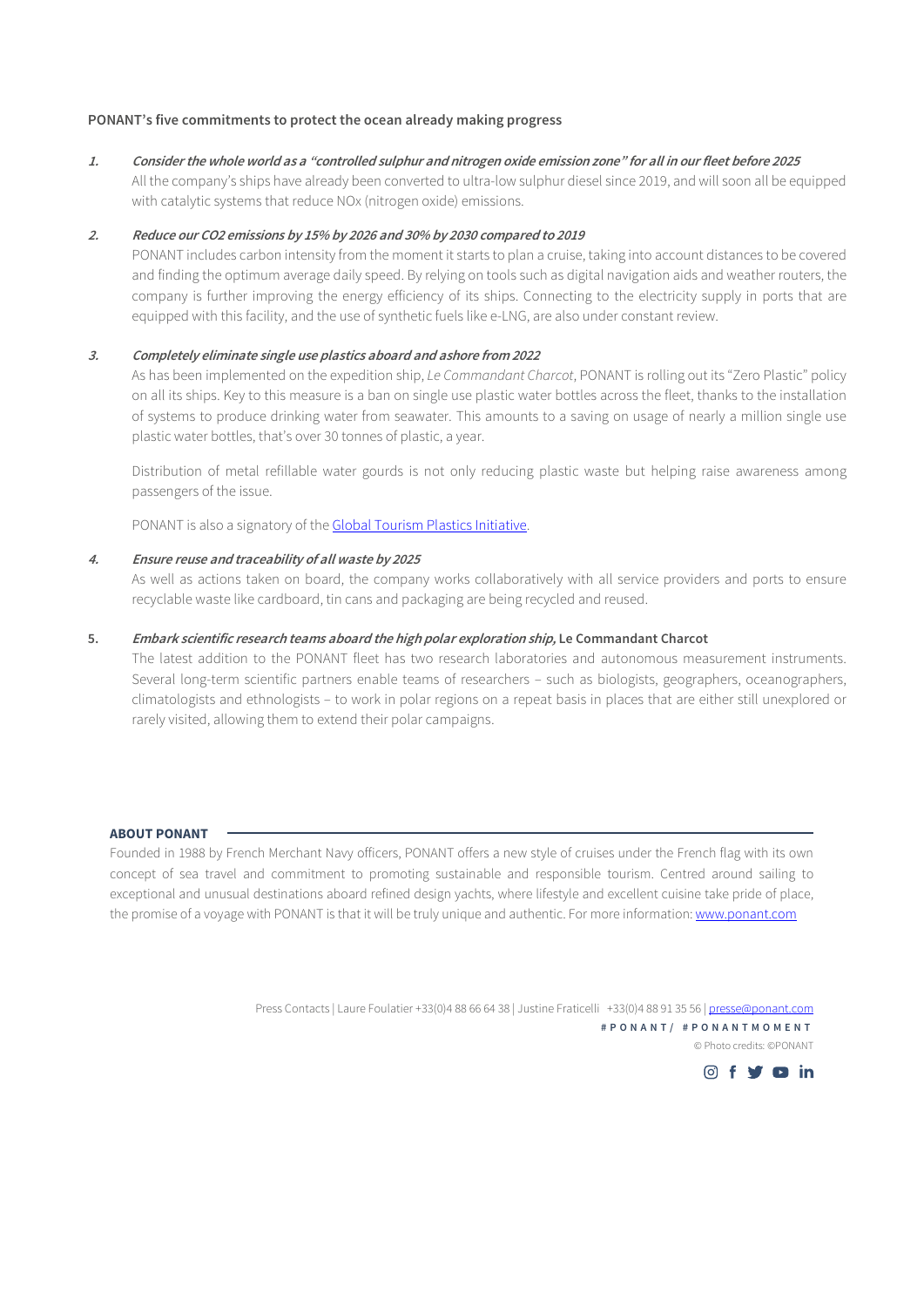**PONANT's five commitments to protect the ocean already making progress**

1. ***Consider the whole world as a "controlled sulphur and nitrogen oxide emission zone" for all in our fleet before 2025***
   All the company's ships have already been converted to ultra-low sulphur diesel since 2019, and will soon all be equipped with catalytic systems that reduce NOx (nitrogen oxide) emissions.

2. ***Reduce our CO2 emissions by 15% by 2026 and 30% by 2030 compared to 2019***
   PONANT includes carbon intensity from the moment it starts to plan a cruise, taking into account distances to be covered and finding the optimum average daily speed. By relying on tools such as digital navigation aids and weather routers, the company is further improving the energy efficiency of its ships. Connecting to the electricity supply in ports that are equipped with this facility, and the use of synthetic fuels like e-LNG, are also under constant review.

3. ***Completely eliminate single use plastics aboard and ashore from 2022***
   As has been implemented on the expedition ship, *Le Commandant Charcot*, PONANT is rolling out its "Zero Plastic" policy on all its ships. Key to this measure is a ban on single use plastic water bottles across the fleet, thanks to the installation of systems to produce drinking water from seawater. This amounts to a saving on usage of nearly a million single use plastic water bottles, that's over 30 tonnes of plastic, a year.

   Distribution of metal refillable water gourds is not only reducing plastic waste but helping raise awareness among passengers of the issue.

   PONANT is also a signatory of the Global Tourism Plastics Initiative.

4. ***Ensure reuse and traceability of all waste by 2025***
   As well as actions taken on board, the company works collaboratively with all service providers and ports to ensure recyclable waste like cardboard, tin cans and packaging are being recycled and reused.

5. ***Embark scientific research teams aboard the high polar exploration ship,* Le Commandant Charcot**
   The latest addition to the PONANT fleet has two research laboratories and autonomous measurement instruments. Several long-term scientific partners enable teams of researchers – such as biologists, geographers, oceanographers, climatologists and ethnologists – to work in polar regions on a repeat basis in places that are either still unexplored or rarely visited, allowing them to extend their polar campaigns.

**ABOUT PONANT**

Founded in 1988 by French Merchant Navy officers, PONANT offers a new style of cruises under the French flag with its own concept of sea travel and commitment to promoting sustainable and responsible tourism. Centred around sailing to exceptional and unusual destinations aboard refined design yachts, where lifestyle and excellent cuisine take pride of place, the promise of a voyage with PONANT is that it will be truly unique and authentic. For more information: www.ponant.com

Press Contacts | Laure Foulatier +33(0)4 88 66 64 38 | Justine Fraticelli +33(0)4 88 91 35 56 | presse@ponant.com

**# P O N A N T / # P O N A N T M O M E N T**

© Photo credits: ©PONANT